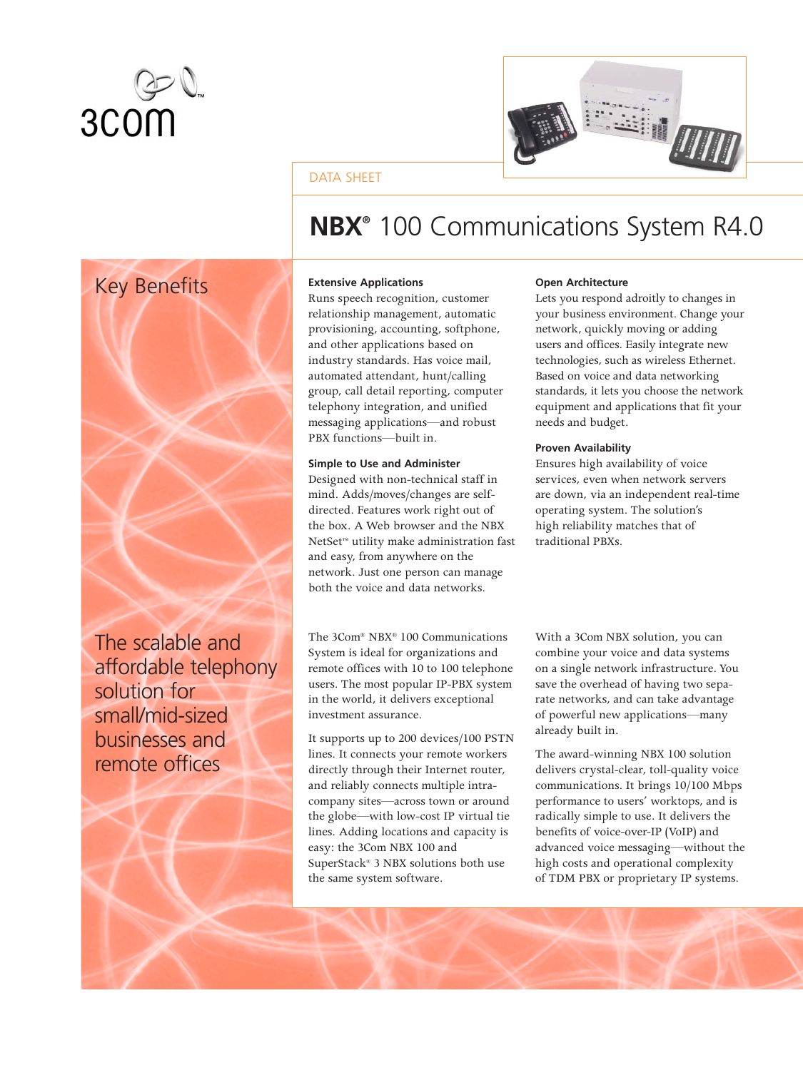3com

DATA SHEET

# NBX® 100 Communications System R4.0

## Key Benefits

### Extensive Applications

Runs speech recognition, customer relationship management, automatic provisioning, accounting, softphone, and other applications based on industry standards. Has voice mail, automated attendant, hunt/calling group, call detail reporting, computer telephony integration, and unified messaging applications—and robust PBX functions—built in.

### Simple to Use and Administer

Designed with non-technical staff in mind. Adds/moves/changes are self-directed. Features work right out of the box. A Web browser and the NBX NetSet™ utility make administration fast and easy, from anywhere on the network. Just one person can manage both the voice and data networks.

### Open Architecture

Lets you respond adroitly to changes in your business environment. Change your network, quickly moving or adding users and offices. Easily integrate new technologies, such as wireless Ethernet. Based on voice and data networking standards, it lets you choose the network equipment and applications that fit your needs and budget.

### Proven Availability

Ensures high availability of voice services, even when network servers are down, via an independent real-time operating system. The solution's high reliability matches that of traditional PBXs.

## The scalable and affordable telephony solution for small/mid-sized businesses and remote offices

The 3Com® NBX® 100 Communications System is ideal for organizations and remote offices with 10 to 100 telephone users. The most popular IP-PBX system in the world, it delivers exceptional investment assurance.

It supports up to 200 devices/100 PSTN lines. It connects your remote workers directly through their Internet router, and reliably connects multiple intra-company sites—across town or around the globe—with low-cost IP virtual tie lines. Adding locations and capacity is easy: the 3Com NBX 100 and SuperStack® 3 NBX solutions both use the same system software.

With a 3Com NBX solution, you can combine your voice and data systems on a single network infrastructure. You save the overhead of having two separate networks, and can take advantage of powerful new applications—many already built in.

The award-winning NBX 100 solution delivers crystal-clear, toll-quality voice communications. It brings 10/100 Mbps performance to users' worktops, and is radically simple to use. It delivers the benefits of voice-over-IP (VoIP) and advanced voice messaging—without the high costs and operational complexity of TDM PBX or proprietary IP systems.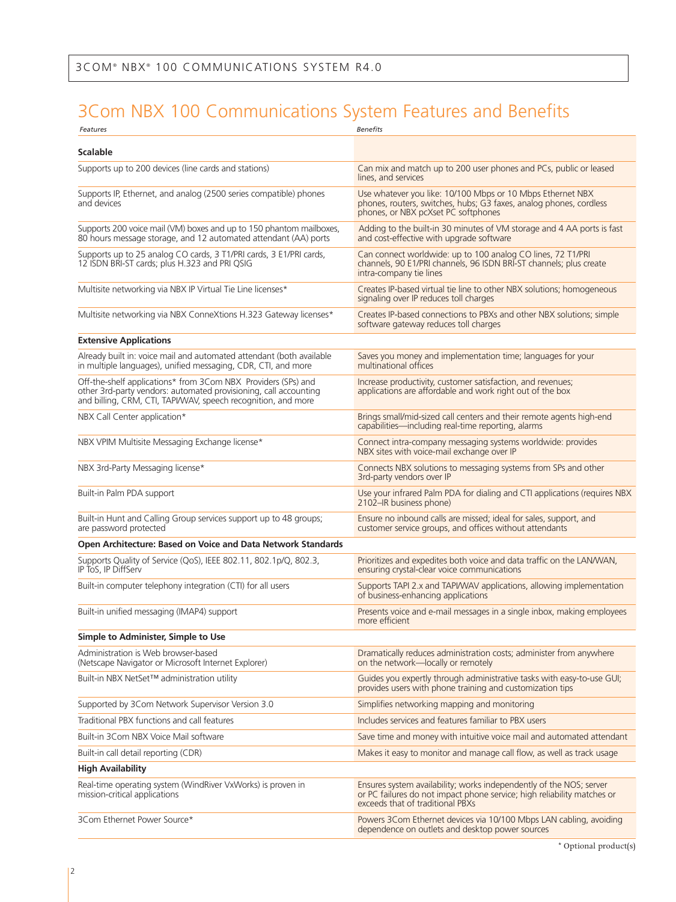# 3Com NBX 100 Communications System Features and Benefits

| *Features* | *Benefits* |
|---|---|
| **Scalable** | |
| Supports up to 200 devices (line cards and stations) | Can mix and match up to 200 user phones and PCs, public or leased lines, and services |
| Supports IP, Ethernet, and analog (2500 series compatible) phones and devices | Use whatever you like: 10/100 Mbps or 10 Mbps Ethernet NBX phones, routers, switches, hubs; G3 faxes, analog phones, cordless phones, or NBX pcXset PC softphones |
| Supports 200 voice mail (VM) boxes and up to 150 phantom mailboxes, 80 hours message storage, and 12 automated attendant (AA) ports | Adding to the built-in 30 minutes of VM storage and 4 AA ports is fast and cost-effective with upgrade software |
| Supports up to 25 analog CO cards, 3 T1/PRI cards, 3 E1/PRI cards, 12 ISDN BRI-ST cards; plus H.323 and PRI QSIG | Can connect worldwide: up to 100 analog CO lines, 72 T1/PRI channels, 90 E1/PRI channels, 96 ISDN BRI-ST channels; plus create intra-company tie lines |
| Multisite networking via NBX IP Virtual Tie Line licenses* | Creates IP-based virtual tie line to other NBX solutions; homogeneous signaling over IP reduces toll charges |
| Multisite networking via NBX ConneXtions H.323 Gateway licenses* | Creates IP-based connections to PBXs and other NBX solutions; simple software gateway reduces toll charges |
| **Extensive Applications** | |
| Already built in: voice mail and automated attendant (both available in multiple languages), unified messaging, CDR, CTI, and more | Saves you money and implementation time; languages for your multinational offices |
| Off-the-shelf applications* from 3Com NBX Providers (SPs) and other 3rd-party vendors: automated provisioning, call accounting and billing, CRM, CTI, TAPI/WAV, speech recognition, and more | Increase productivity, customer satisfaction, and revenues; applications are affordable and work right out of the box |
| NBX Call Center application* | Brings small/mid-sized call centers and their remote agents high-end capabilities—including real-time reporting, alarms |
| NBX VPIM Multisite Messaging Exchange license* | Connect intra-company messaging systems worldwide: provides NBX sites with voice-mail exchange over IP |
| NBX 3rd-Party Messaging license* | Connects NBX solutions to messaging systems from SPs and other 3rd-party vendors over IP |
| Built-in Palm PDA support | Use your infrared Palm PDA for dialing and CTI applications (requires NBX 2102–IR business phone) |
| Built-in Hunt and Calling Group services support up to 48 groups; are password protected | Ensure no inbound calls are missed; ideal for sales, support, and customer service groups, and offices without attendants |
| **Open Architecture: Based on Voice and Data Network Standards** | |
| Supports Quality of Service (QoS), IEEE 802.11, 802.1p/Q, 802.3, IP ToS, IP DiffServ | Prioritizes and expedites both voice and data traffic on the LAN/WAN, ensuring crystal-clear voice communications |
| Built-in computer telephony integration (CTI) for all users | Supports TAPI 2.x and TAPI/WAV applications, allowing implementation of business-enhancing applications |
| Built-in unified messaging (IMAP4) support | Presents voice and e-mail messages in a single inbox, making employees more efficient |
| **Simple to Administer, Simple to Use** | |
| Administration is Web browser-based (Netscape Navigator or Microsoft Internet Explorer) | Dramatically reduces administration costs; administer from anywhere on the network—locally or remotely |
| Built-in NBX NetSet™ administration utility | Guides you expertly through administrative tasks with easy-to-use GUI; provides users with phone training and customization tips |
| Supported by 3Com Network Supervisor Version 3.0 | Simplifies networking mapping and monitoring |
| Traditional PBX functions and call features | Includes services and features familiar to PBX users |
| Built-in 3Com NBX Voice Mail software | Save time and money with intuitive voice mail and automated attendant |
| Built-in call detail reporting (CDR) | Makes it easy to monitor and manage call flow, as well as track usage |
| **High Availability** | |
| Real-time operating system (WindRiver VxWorks) is proven in mission-critical applications | Ensures system availability; works independently of the NOS; server or PC failures do not impact phone service; high reliability matches or exceeds that of traditional PBXs |
| 3Com Ethernet Power Source* | Powers 3Com Ethernet devices via 10/100 Mbps LAN cabling, avoiding dependence on outlets and desktop power sources |

\* Optional product(s)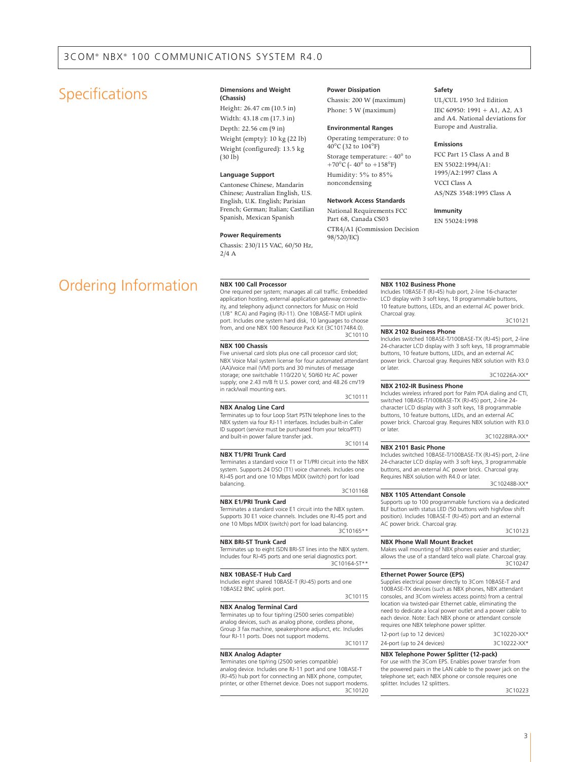## Specifications

**Dimensions and Weight (Chassis)**

Height: 26.47 cm (10.5 in)

Width: 43.18 cm (17.3 in)

Depth: 22.56 cm (9 in)

Weight (empty): 10 kg (22 lb)

Weight (configured): 13.5 kg (30 lb)

**Language Support**

Cantonese Chinese, Mandarin Chinese; Australian English, U.S. English, U.K. English; Parisian French; German; Italian; Castilian Spanish, Mexican Spanish

**Power Requirements**

Chassis: 230/115 VAC, 60/50 Hz, 2/4 A

**Power Dissipation**

Chassis: 200 W (maximum)

Phone: 5 W (maximum)

**Environmental Ranges**

Operating temperature: 0 to 40°C (32 to 104°F)

Storage temperature: - 40° to +70°C (- 40° to +158°F)

Humidity: 5% to 85% noncondensing

**Network Access Standards**

National Requirements FCC Part 68, Canada CS03

CTR4/A1 (Commission Decision 98/520/EC)

**Safety**

UL/CUL 1950 3rd Edition

IEC 60950: 1991 + A1, A2, A3 and A4. National deviations for Europe and Australia.

**Emissions**

FCC Part 15 Class A and B

EN 55022:1994/A1: 1995/A2:1997 Class A

VCCI Class A

AS/NZS 3548:1995 Class A

**Immunity**

EN 55024:1998

## Ordering Information

**NBX 100 Call Processor**

One required per system; manages all call traffic. Embedded application hosting, external application gateway connectivity, and telephony adjunct connectors for Music on Hold (1/8" RCA) and Paging (RJ-11). One 10BASE-T MDI uplink port. Includes one system hard disk, 10 languages to choose from, and one NBX 100 Resource Pack Kit (3C10174R4.0).

3C10110

**NBX 100 Chassis**

Five universal card slots plus one call processor card slot; NBX Voice Mail system license for four automated attendant (AA)/voice mail (VM) ports and 30 minutes of message storage; one switchable 110/220 V, 50/60 Hz AC power supply; one 2.43 m/8 ft U.S. power cord; and 48.26 cm/19 in rack/wall mounting ears.

3C10111

**NBX Analog Line Card**

Terminates up to four Loop Start PSTN telephone lines to the NBX system via four RJ-11 interfaces. Includes built-in Caller ID support (service must be purchased from your telco/PTT) and built-in power failure transfer jack.

3C10114

**NBX T1/PRI Trunk Card**

Terminates a standard voice T1 or T1/PRI circuit into the NBX system. Supports 24 DSO (T1) voice channels. Includes one RJ-45 port and one 10 Mbps MDIX (switch) port for load balancing.

3C10116B

**NBX E1/PRI Trunk Card**

Terminates a standard voice E1 circuit into the NBX system. Supports 30 E1 voice channels. Includes one RJ-45 port and one 10 Mbps MDIX (switch) port for load balancing.

3C10165**

**NBX BRI-ST Trunk Card**

Terminates up to eight ISDN BRI-ST lines into the NBX system. Includes four RJ-45 ports and one serial diagnostics port.

3C10164-ST**

**NBX 10BASE-T Hub Card**

Includes eight shared 10BASE-T (RJ-45) ports and one 10BASE2 BNC uplink port.

3C10115

**NBX Analog Terminal Card**

Terminates up to four tip/ring (2500 series compatible) analog devices, such as analog phone, cordless phone, Group 3 fax machine, speakerphone adjunct, etc. Includes four RJ-11 ports. Does not support modems.

3C10117

**NBX Analog Adapter**

Terminates one tip/ring (2500 series compatible) analog device. Includes one RJ-11 port and one 10BASE-T (RJ-45) hub port for connecting an NBX phone, computer, printer, or other Ethernet device. Does not support modems.

3C10120

**NBX 1102 Business Phone**

Includes 10BASE-T (RJ-45) hub port, 2-line 16-character LCD display with 3 soft keys, 18 programmable buttons, 10 feature buttons, LEDs, and an external AC power brick. Charcoal gray.

3C10121

**NBX 2102 Business Phone**

Includes switched 10BASE-T/100BASE-TX (RJ-45) port, 2-line 24-character LCD display with 3 soft keys, 18 programmable buttons, 10 feature buttons, LEDs, and an external AC power brick. Charcoal gray. Requires NBX solution with R3.0 or later.

3C10226A-XX*

**NBX 2102-IR Business Phone**

Includes wireless infrared port for Palm PDA dialing and CTI, switched 10BASE-T/100BASE-TX (RJ-45) port, 2-line 24-character LCD display with 3 soft keys, 18 programmable buttons, 10 feature buttons, LEDs, and an external AC power brick. Charcoal gray. Requires NBX solution with R3.0 or later.

3C10228IRA-XX*

**NBX 2101 Basic Phone**

Includes switched 10BASE-T/100BASE-TX (RJ-45) port, 2-line 24-character LCD display with 3 soft keys, 3 programmable buttons, and an external AC power brick. Charcoal gray. Requires NBX solution with R4.0 or later.

3C10248B-XX*

**NBX 1105 Attendant Console**

Supports up to 100 programmable functions via a dedicated BLF button with status LED (50 buttons with high/low shift position). Includes 10BASE-T (RJ-45) port and an external AC power brick. Charcoal gray.

3C10123

**NBX Phone Wall Mount Bracket**

Makes wall mounting of NBX phones easier and sturdier; allows the use of a standard telco wall plate. Charcoal gray.

3C10247

**Ethernet Power Source (EPS)**

Supplies electrical power directly to 3Com 10BASE-T and 100BASE-TX devices (such as NBX phones, NBX attendant consoles, and 3Com wireless access points) from a central location via twisted-pair Ethernet cable, eliminating the need to dedicate a local power outlet and a power cable to each device. Note: Each NBX phone or attendant console requires one NBX telephone power splitter.

| | |
|---|---|
| 12-port (up to 12 devices) | 3C10220-XX* |
| 24-port (up to 24 devices) | 3C10222-XX* |

**NBX Telephone Power Splitter (12-pack)**

For use with the 3Com EPS. Enables power transfer from the powered pairs in the LAN cable to the power jack on the telephone set; each NBX phone or console requires one splitter. Includes 12 splitters.

3C10223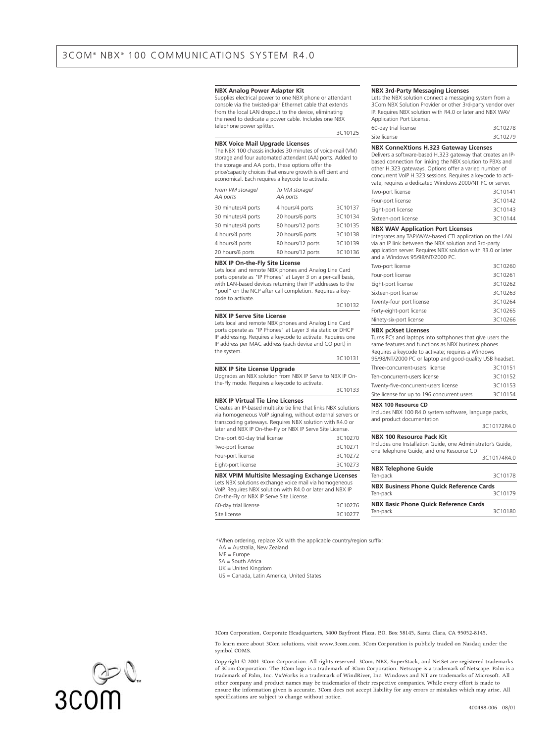**NBX Analog Power Adapter Kit**
Supplies electrical power to one NBX phone or attendant console via the twisted-pair Ethernet cable that extends from the local LAN dropout to the device, eliminating the need to dedicate a power cable. Includes one NBX telephone power splitter.

3C10125

**NBX Voice Mail Upgrade Licenses**
The NBX 100 chassis includes 30 minutes of voice-mail (VM) storage and four automated attendant (AA) ports. Added to the storage and AA ports, these options offer the price/capacity choices that ensure growth is efficient and economical. Each requires a keycode to activate.

| *From VM storage/ AA ports* | *To VM storage/ AA ports* | |
|---|---|---|
| 30 minutes/4 ports | 4 hours/4 ports | 3C10137 |
| 30 minutes/4 ports | 20 hours/6 ports | 3C10134 |
| 30 minutes/4 ports | 80 hours/12 ports | 3C10135 |
| 4 hours/4 ports | 20 hours/6 ports | 3C10138 |
| 4 hours/4 ports | 80 hours/12 ports | 3C10139 |
| 20 hours/6 ports | 80 hours/12 ports | 3C10136 |

**NBX IP On-the-Fly Site License**
Lets local and remote NBX phones and Analog Line Card ports operate as "IP Phones" at Layer 3 on a per-call basis, with LAN-based devices returning their IP addresses to the "pool" on the NCP after call completion. Requires a keycode to activate.

3C10132

**NBX IP Serve Site License**
Lets local and remote NBX phones and Analog Line Card ports operate as "IP Phones" at Layer 3 via static or DHCP IP addressing. Requires a keycode to activate. Requires one IP address per MAC address (each device and CO port) in the system.

3C10131

**NBX IP Site License Upgrade**
Upgrades an NBX solution from NBX IP Serve to NBX IP On-the-Fly mode. Requires a keycode to activate.

3C10133

**NBX IP Virtual Tie Line Licenses**
Creates an IP-based multisite tie line that links NBX solutions via homogeneous VoIP signaling, without external servers or transcoding gateways. Requires NBX solution with R4.0 or later and NBX IP On-the-Fly or NBX IP Serve Site License.

| | |
|---|---|
| One-port 60-day trial license | 3C10270 |
| Two-port license | 3C10271 |
| Four-port license | 3C10272 |
| Eight-port license | 3C10273 |

**NBX VPIM Multisite Messaging Exchange Licenses**
Lets NBX solutions exchange voice mail via homogeneous VoIP. Requires NBX solution with R4.0 or later and NBX IP On-the-Fly or NBX IP Serve Site License.

| | |
|---|---|
| 60-day trial license | 3C10276 |
| Site license | 3C10277 |

**NBX 3rd-Party Messaging Licenses**
Lets the NBX solution connect a messaging system from a 3Com NBX Solution Provider or other 3rd-party vendor over IP. Requires NBX solution with R4.0 or later and NBX WAV Application Port License.

| | |
|---|---|
| 60-day trial license | 3C10278 |
| Site license | 3C10279 |

**NBX ConneXtions H.323 Gateway Licenses**
Delivers a software-based H.323 gateway that creates an IP-based connection for linking the NBX solution to PBXs and other H.323 gateways. Options offer a varied number of concurrent VoIP H.323 sessions. Requires a keycode to activate; requires a dedicated Windows 2000/NT PC or server.

| | |
|---|---|
| Two-port license | 3C10141 |
| Four-port license | 3C10142 |
| Eight-port license | 3C10143 |
| Sixteen-port license | 3C10144 |

**NBX WAV Application Port Licenses**
Integrates any TAPI/WAV-based CTI application on the LAN via an IP link between the NBX solution and 3rd-party application server. Requires NBX solution with R3.0 or later and a Windows 95/98/NT/2000 PC.

| | |
|---|---|
| Two-port license | 3C10260 |
| Four-port license | 3C10261 |
| Eight-port license | 3C10262 |
| Sixteen-port license | 3C10263 |
| Twenty-four port license | 3C10264 |
| Forty-eight-port license | 3C10265 |
| Ninety-six-port license | 3C10266 |

**NBX pcXset Licenses**
Turns PCs and laptops into softphones that give users the same features and functions as NBX business phones. Requires a keycode to activate; requires a Windows 95/98/NT/2000 PC or laptop and good-quality USB headset.

| | |
|---|---|
| Three-concurrent-users license | 3C10151 |
| Ten-concurrent-users license | 3C10152 |
| Twenty-five-concurrent-users license | 3C10153 |
| Site license for up to 196 concurrent users | 3C10154 |

**NBX 100 Resource CD**
Includes NBX 100 R4.0 system software, language packs, and product documentation

3C10172R4.0

**NBX 100 Resource Pack Kit**
Includes one Installation Guide, one Administrator's Guide, one Telephone Guide, and one Resource CD

3C10174R4.0

**NBX Telephone Guide**
Ten-pack 3C10178

**NBX Business Phone Quick Reference Cards**
Ten-pack 3C10179

**NBX Basic Phone Quick Reference Cards**
Ten-pack 3C10180

*When ordering, replace XX with the applicable country/region suffix:
AA = Australia, New Zealand
ME = Europe
SA = South Africa
UK = United Kingdom
US = Canada, Latin America, United States

3Com Corporation, Corporate Headquarters, 5400 Bayfront Plaza, P.O. Box 58145, Santa Clara, CA 95052-8145.

To learn more about 3Com solutions, visit www.3com.com. 3Com Corporation is publicly traded on Nasdaq under the symbol COMS.

Copyright © 2001 3Com Corporation. All rights reserved. 3Com, NBX, SuperStack, and NetSet are registered trademarks of 3Com Corporation. The 3Com logo is a trademark of 3Com Corporation. Netscape is a trademark of Netscape. Palm is a trademark of Palm, Inc. VxWorks is a trademark of WindRiver, Inc. Windows and NT are trademarks of Microsoft. All other company and product names may be trademarks of their respective companies. While every effort is made to ensure the information given is accurate, 3Com does not accept liability for any errors or mistakes which may arise. All specifications are subject to change without notice.

400498-006 08/01